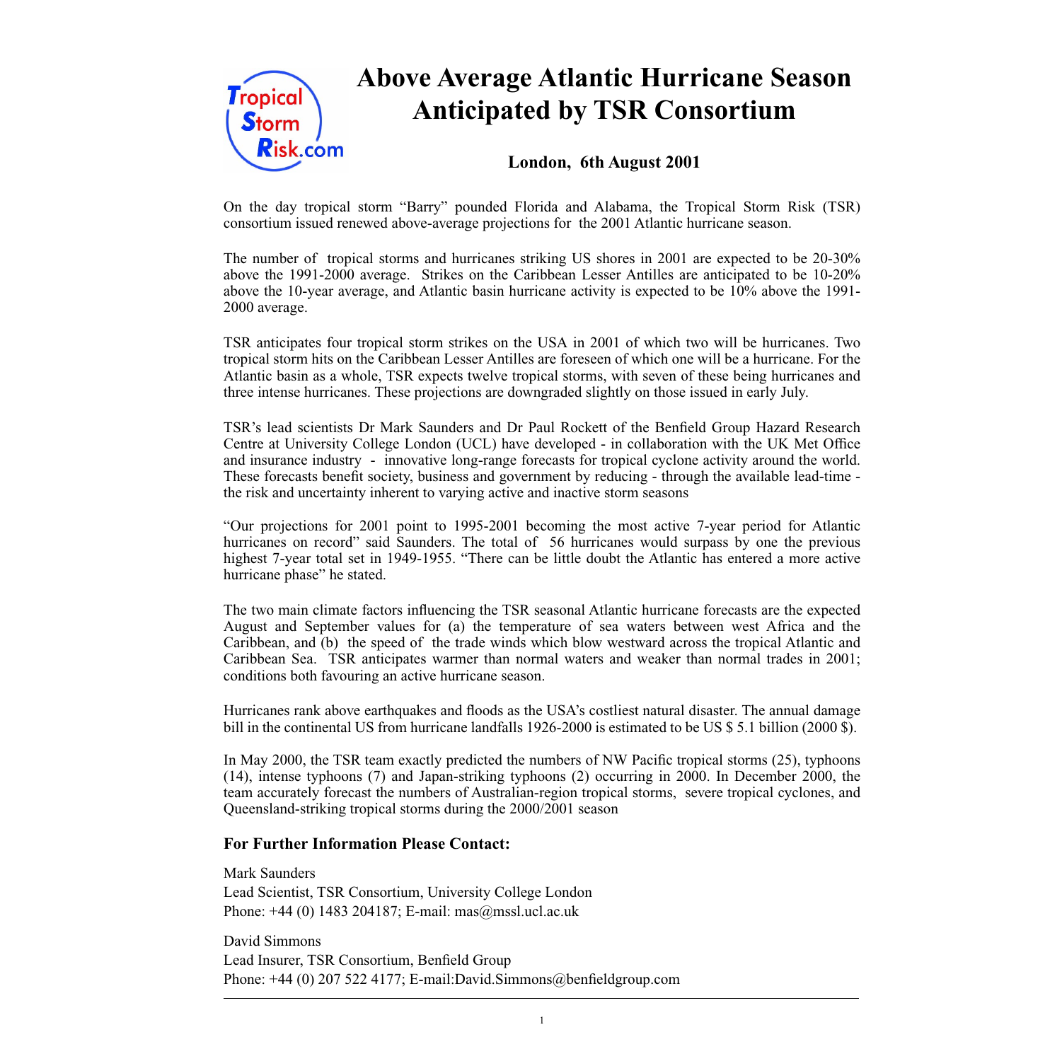# Above Average Atlantic Hurricane Season Anticipated by TSR Consortium

**London, 6th August 2001**

On the day tropical storm "Barry" pounded Florida and Alabama, the Tropical Storm Risk (TSR) consortium issued renewed above-average projections for the 2001 Atlantic hurricane season.

The number of tropical storms and hurricanes striking US shores in 2001 are expected to be 20-30% above the 1991-2000 average. Strikes on the Caribbean Lesser Antilles are anticipated to be 10-20% above the 10-year average, and Atlantic basin hurricane activity is expected to be 10% above the 1991-2000 average.

TSR anticipates four tropical storm strikes on the USA in 2001 of which two will be hurricanes. Two tropical storm hits on the Caribbean Lesser Antilles are foreseen of which one will be a hurricane. For the Atlantic basin as a whole, TSR expects twelve tropical storms, with seven of these being hurricanes and three intense hurricanes. These projections are downgraded slightly on those issued in early July.

TSR's lead scientists Dr Mark Saunders and Dr Paul Rockett of the Benfield Group Hazard Research Centre at University College London (UCL) have developed - in collaboration with the UK Met Office and insurance industry - innovative long-range forecasts for tropical cyclone activity around the world. These forecasts benefit society, business and government by reducing - through the available lead-time - the risk and uncertainty inherent to varying active and inactive storm seasons

"Our projections for 2001 point to 1995-2001 becoming the most active 7-year period for Atlantic hurricanes on record" said Saunders. The total of 56 hurricanes would surpass by one the previous highest 7-year total set in 1949-1955. "There can be little doubt the Atlantic has entered a more active hurricane phase" he stated.

The two main climate factors influencing the TSR seasonal Atlantic hurricane forecasts are the expected August and September values for (a) the temperature of sea waters between west Africa and the Caribbean, and (b) the speed of the trade winds which blow westward across the tropical Atlantic and Caribbean Sea. TSR anticipates warmer than normal waters and weaker than normal trades in 2001; conditions both favouring an active hurricane season.

Hurricanes rank above earthquakes and floods as the USA's costliest natural disaster. The annual damage bill in the continental US from hurricane landfalls 1926-2000 is estimated to be US $ 5.1 billion (2000 $).

In May 2000, the TSR team exactly predicted the numbers of NW Pacific tropical storms (25), typhoons (14), intense typhoons (7) and Japan-striking typhoons (2) occurring in 2000. In December 2000, the team accurately forecast the numbers of Australian-region tropical storms, severe tropical cyclones, and Queensland-striking tropical storms during the 2000/2001 season

### For Further Information Please Contact:

Mark Saunders
Lead Scientist, TSR Consortium, University College London
Phone: +44 (0) 1483 204187; E-mail: mas@mssl.ucl.ac.uk

David Simmons
Lead Insurer, TSR Consortium, Benfield Group
Phone: +44 (0) 207 522 4177; E-mail:David.Simmons@benfieldgroup.com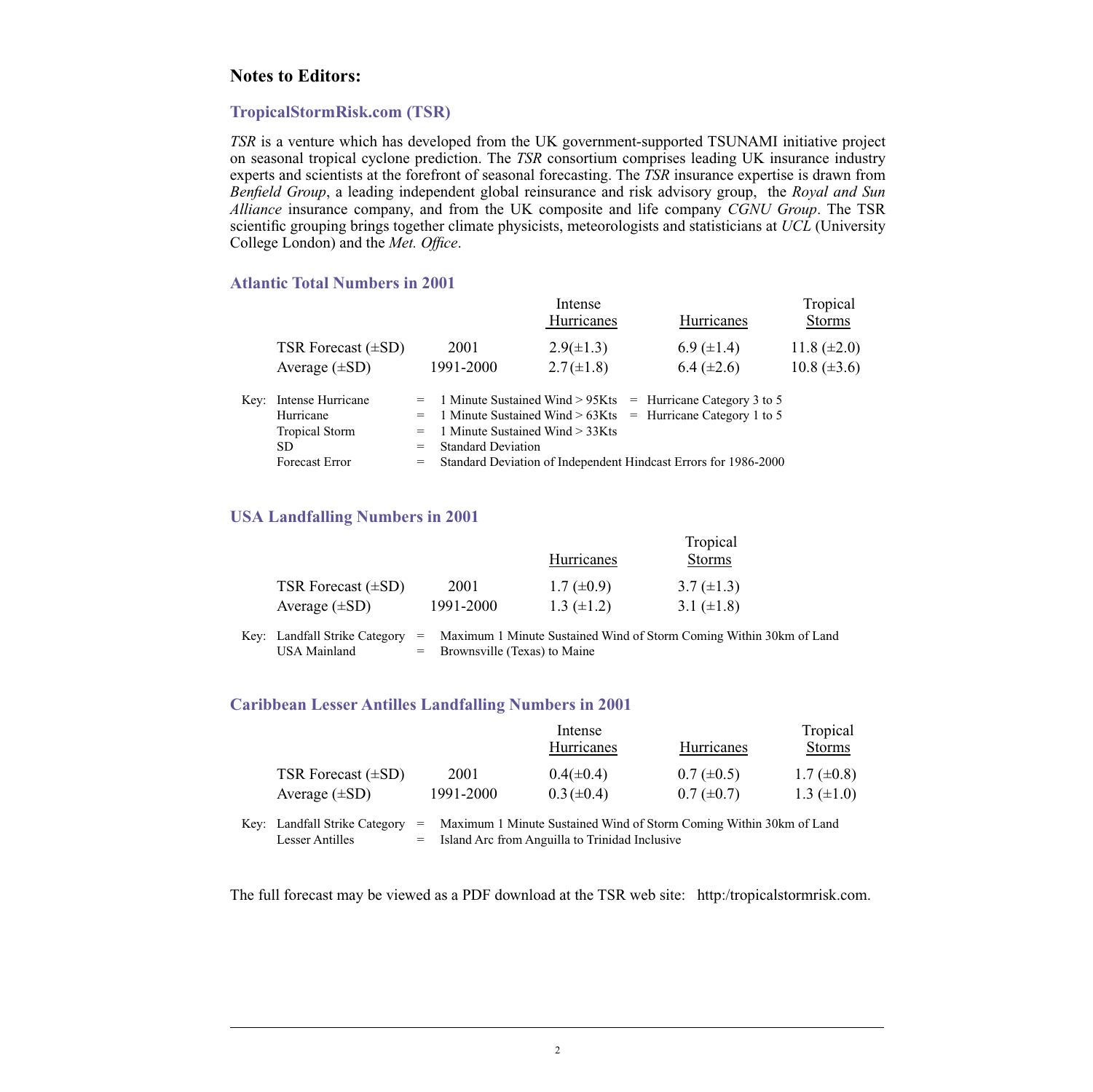## Notes to Editors:

### TropicalStormRisk.com (TSR)

*TSR* is a venture which has developed from the UK government-supported TSUNAMI initiative project on seasonal tropical cyclone prediction. The *TSR* consortium comprises leading UK insurance industry experts and scientists at the forefront of seasonal forecasting. The *TSR* insurance expertise is drawn from *Benfield Group*, a leading independent global reinsurance and risk advisory group, the *Royal and Sun Alliance* insurance company, and from the UK composite and life company *CGNU Group*. The TSR scientific grouping brings together climate physicists, meteorologists and statisticians at *UCL* (University College London) and the *Met. Office*.

### Atlantic Total Numbers in 2001

| | | Intense Hurricanes | Hurricanes | Tropical Storms |
|---|---|---|---|---|
| TSR Forecast (±SD) | 2001 | 2.9(±1.3) | 6.9 (±1.4) | 11.8 (±2.0) |
| Average (±SD) | 1991-2000 | 2.7(±1.8) | 6.4 (±2.6) | 10.8 (±3.6) |

Key:
- Intense Hurricane = 1 Minute Sustained Wind > 95Kts = Hurricane Category 3 to 5
- Hurricane = 1 Minute Sustained Wind > 63Kts = Hurricane Category 1 to 5
- Tropical Storm = 1 Minute Sustained Wind > 33Kts
- SD = Standard Deviation
- Forecast Error = Standard Deviation of Independent Hindcast Errors for 1986-2000

### USA Landfalling Numbers in 2001

| | | Hurricanes | Tropical Storms |
|---|---|---|---|
| TSR Forecast (±SD) | 2001 | 1.7 (±0.9) | 3.7 (±1.3) |
| Average (±SD) | 1991-2000 | 1.3 (±1.2) | 3.1 (±1.8) |

Key:
- Landfall Strike Category = Maximum 1 Minute Sustained Wind of Storm Coming Within 30km of Land
- USA Mainland = Brownsville (Texas) to Maine

### Caribbean Lesser Antilles Landfalling Numbers in 2001

| | | Intense Hurricanes | Hurricanes | Tropical Storms |
|---|---|---|---|---|
| TSR Forecast (±SD) | 2001 | 0.4(±0.4) | 0.7 (±0.5) | 1.7 (±0.8) |
| Average (±SD) | 1991-2000 | 0.3(±0.4) | 0.7 (±0.7) | 1.3 (±1.0) |

Key:
- Landfall Strike Category = Maximum 1 Minute Sustained Wind of Storm Coming Within 30km of Land
- Lesser Antilles = Island Arc from Anguilla to Trinidad Inclusive

The full forecast may be viewed as a PDF download at the TSR web site: http:/tropicalstormrisk.com.